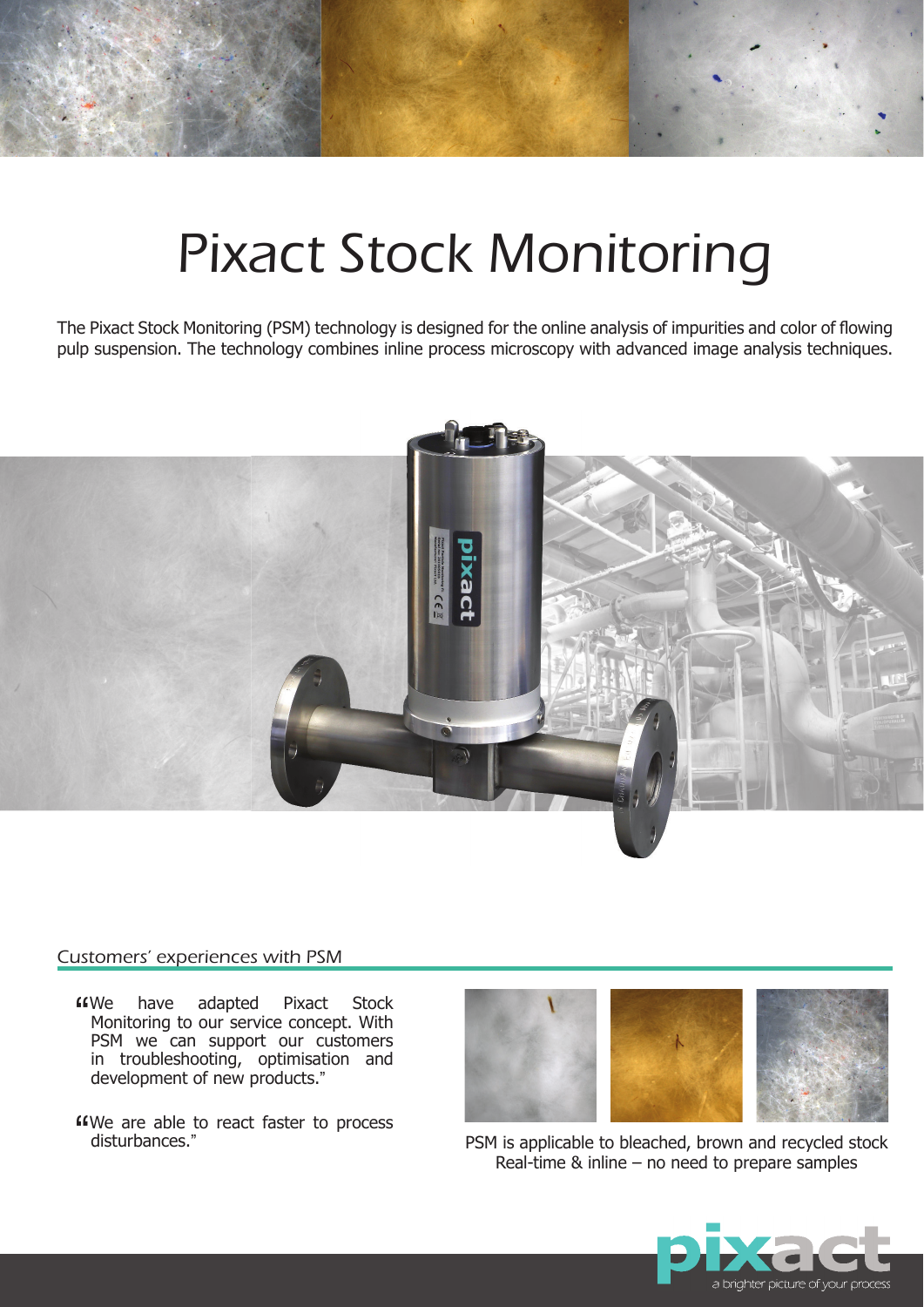# Pixact Stock Monitoring

The Pixact Stock Monitoring (PSM) technology is designed for the online analysis of impurities and color of flowing pulp suspension. The technology combines inline process microscopy with advanced image analysis techniques.

## Customers' experiences with PSM

"We have adapted Pixact Stock Monitoring to our service concept. With PSM we can support our customers in troubleshooting, optimisation and development of new products."

"We are able to react faster to process disturbances."

PSM is applicable to bleached, brown and recycled stock
Real-time & inline – no need to prepare samples

pixact
a brighter picture of your process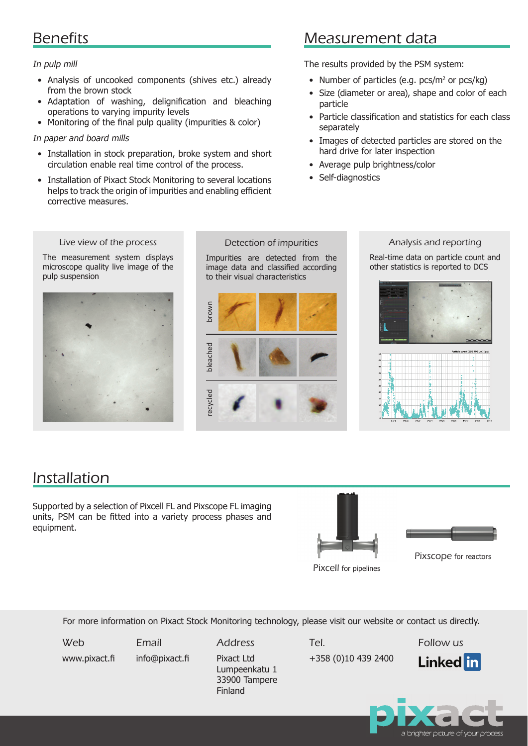## Benefits

*In pulp mill*

- Analysis of uncooked components (shives etc.) already from the brown stock
- Adaptation of washing, delignification and bleaching operations to varying impurity levels
- Monitoring of the final pulp quality (impurities & color)

*In paper and board mills*

- Installation in stock preparation, broke system and short circulation enable real time control of the process.
- Installation of Pixact Stock Monitoring to several locations helps to track the origin of impurities and enabling efficient corrective measures.

## Measurement data

The results provided by the PSM system:

- Number of particles (e.g. pcs/m$^2$ or pcs/kg)
- Size (diameter or area), shape and color of each particle
- Particle classification and statistics for each class separately
- Images of detected particles are stored on the hard drive for later inspection
- Average pulp brightness/color
- Self-diagnostics

### Live view of the process

The measurement system displays microscope quality live image of the pulp suspension

### Detection of impurities

Impurities are detected from the image data and classified according to their visual characteristics

brown

bleached

recycled

### Analysis and reporting

Real-time data on particle count and other statistics is reported to DCS

## Installation

Supported by a selection of Pixcell FL and Pixscope FL imaging units, PSM can be fitted into a variety process phases and equipment.

Pixcell for pipelines

Pixscope for reactors

For more information on Pixact Stock Monitoring technology, please visit our website or contact us directly.

**Web**
www.pixact.fi

**Email**
info@pixact.fi

**Address**
Pixact Ltd
Lumpeenkatu 1
33900 Tampere
Finland

**Tel.**
+358 (0)10 439 2400

**Follow us**
LinkedIn

pixact
a brighter picture of your process